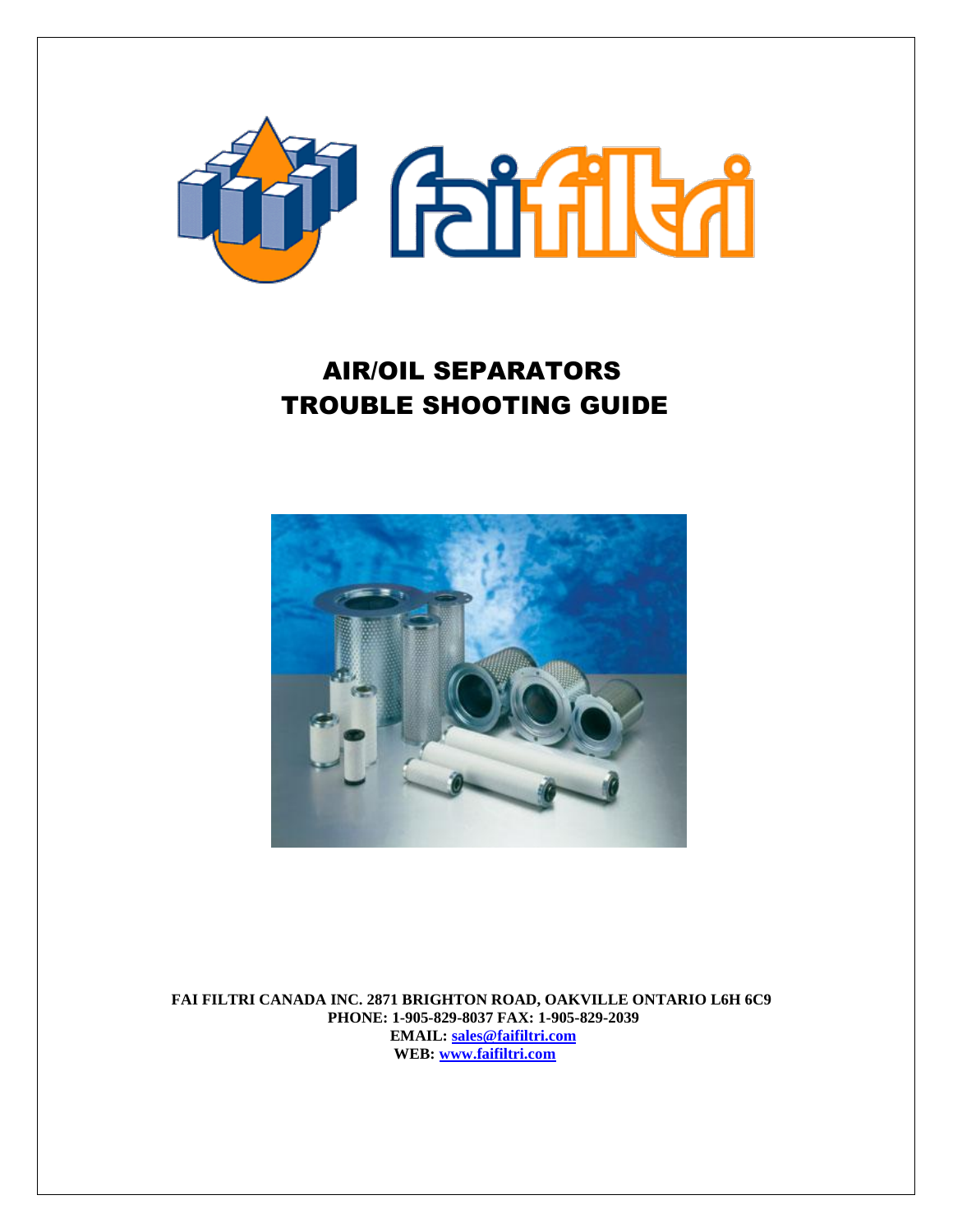# AIR/OIL SEPARATORS TROUBLE SHOOTING GUIDE

**FAI FILTRI CANADA INC. 2871 BRIGHTON ROAD, OAKVILLE ONTARIO L6H 6C9**
**PHONE: 1-905-829-8037 FAX: 1-905-829-2039**
**EMAIL: sales@faifiltri.com**
**WEB: www.faifiltri.com**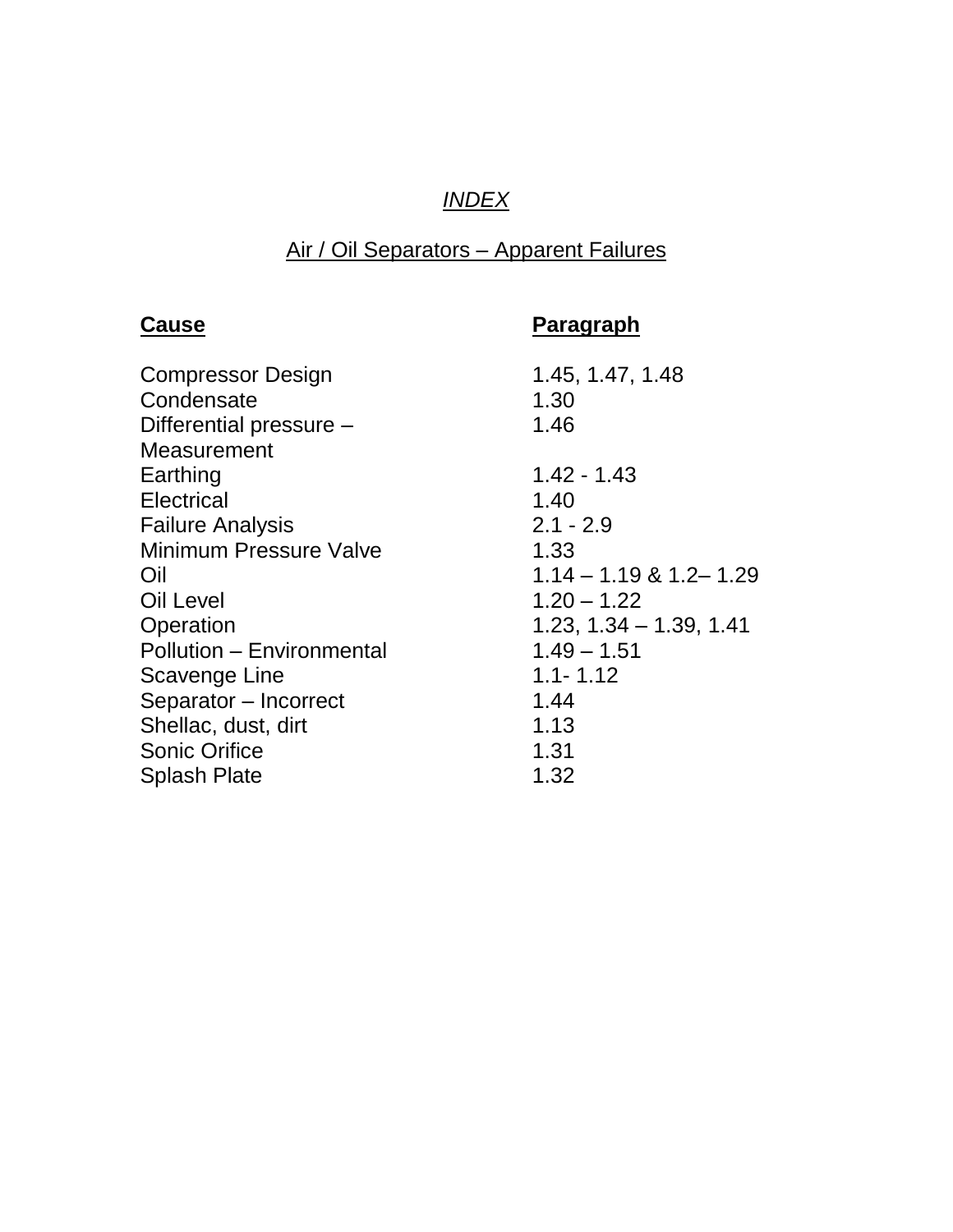# *INDEX*

## Air / Oil Separators – Apparent Failures

| **Cause** | **Paragraph** |
| --- | --- |
| Compressor Design | 1.45, 1.47, 1.48 |
| Condensate | 1.30 |
| Differential pressure – Measurement | 1.46 |
| Earthing | 1.42 - 1.43 |
| Electrical | 1.40 |
| Failure Analysis | 2.1 - 2.9 |
| Minimum Pressure Valve | 1.33 |
| Oil | 1.14 – 1.19 & 1.2– 1.29 |
| Oil Level | 1.20 – 1.22 |
| Operation | 1.23, 1.34 – 1.39, 1.41 |
| Pollution – Environmental | 1.49 – 1.51 |
| Scavenge Line | 1.1- 1.12 |
| Separator – Incorrect | 1.44 |
| Shellac, dust, dirt | 1.13 |
| Sonic Orifice | 1.31 |
| Splash Plate | 1.32 |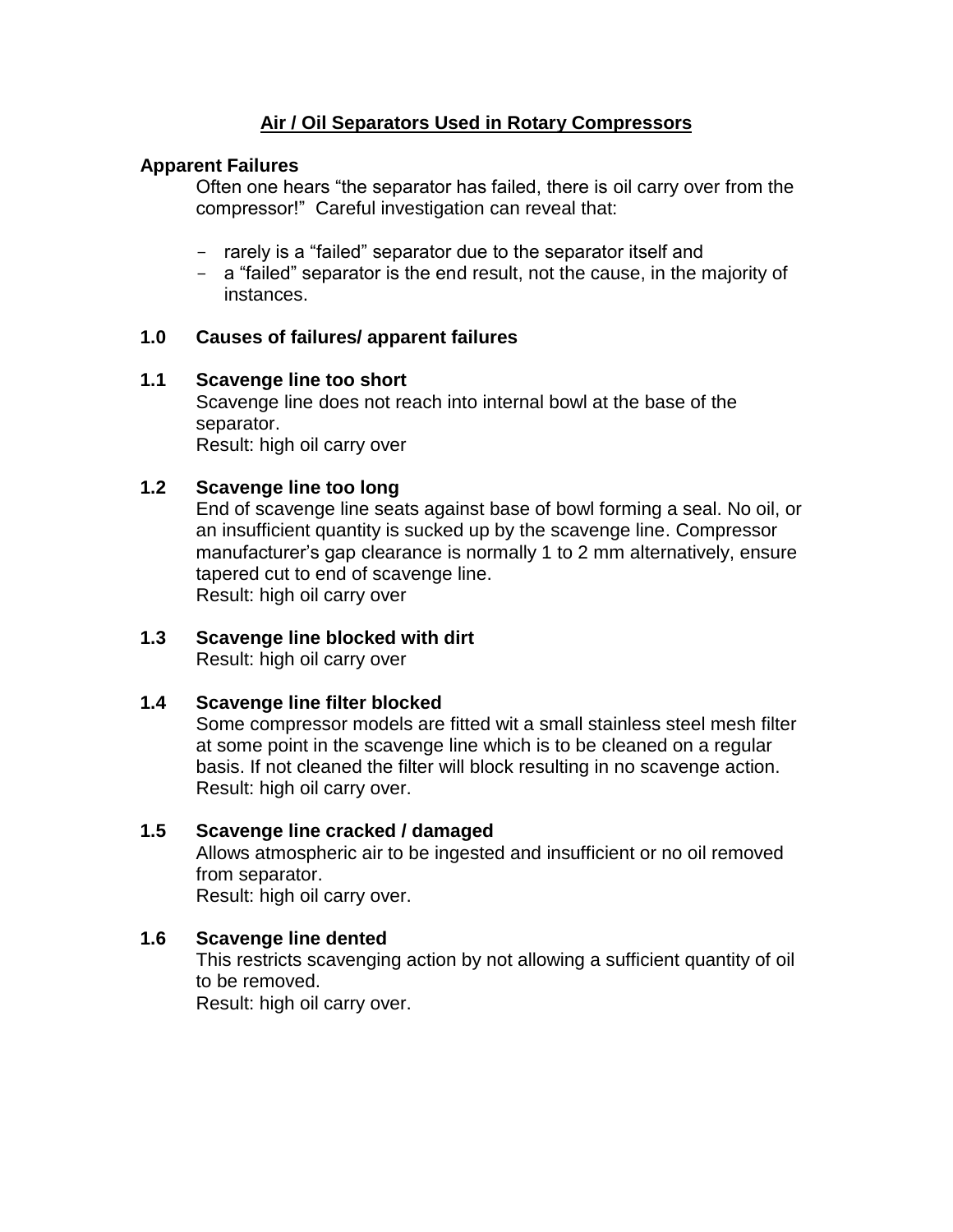# Air / Oil Separators Used in Rotary Compressors

## Apparent Failures

Often one hears "the separator has failed, there is oil carry over from the compressor!" Careful investigation can reveal that:

- rarely is a "failed" separator due to the separator itself and
- a "failed" separator is the end result, not the cause, in the majority of instances.

## 1.0 Causes of failures/ apparent failures

### 1.1 Scavenge line too short

Scavenge line does not reach into internal bowl at the base of the separator.
Result: high oil carry over

### 1.2 Scavenge line too long

End of scavenge line seats against base of bowl forming a seal. No oil, or an insufficient quantity is sucked up by the scavenge line. Compressor manufacturer's gap clearance is normally 1 to 2 mm alternatively, ensure tapered cut to end of scavenge line.
Result: high oil carry over

### 1.3 Scavenge line blocked with dirt

Result: high oil carry over

### 1.4 Scavenge line filter blocked

Some compressor models are fitted wit a small stainless steel mesh filter at some point in the scavenge line which is to be cleaned on a regular basis. If not cleaned the filter will block resulting in no scavenge action.
Result: high oil carry over.

### 1.5 Scavenge line cracked / damaged

Allows atmospheric air to be ingested and insufficient or no oil removed from separator.
Result: high oil carry over.

### 1.6 Scavenge line dented

This restricts scavenging action by not allowing a sufficient quantity of oil to be removed.
Result: high oil carry over.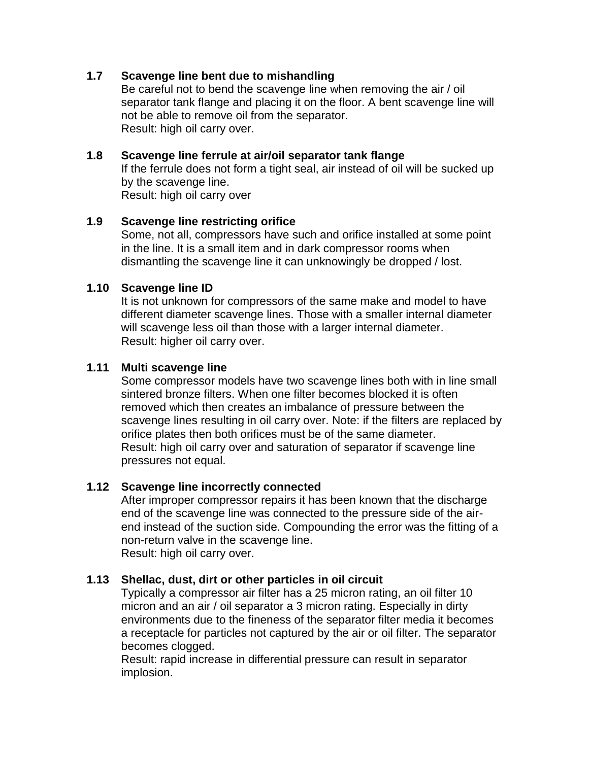**1.7 Scavenge line bent due to mishandling**

Be careful not to bend the scavenge line when removing the air / oil separator tank flange and placing it on the floor. A bent scavenge line will not be able to remove oil from the separator.
Result: high oil carry over.

**1.8 Scavenge line ferrule at air/oil separator tank flange**

If the ferrule does not form a tight seal, air instead of oil will be sucked up by the scavenge line.
Result: high oil carry over

**1.9 Scavenge line restricting orifice**

Some, not all, compressors have such and orifice installed at some point in the line. It is a small item and in dark compressor rooms when dismantling the scavenge line it can unknowingly be dropped / lost.

**1.10 Scavenge line ID**

It is not unknown for compressors of the same make and model to have different diameter scavenge lines. Those with a smaller internal diameter will scavenge less oil than those with a larger internal diameter.
Result: higher oil carry over.

**1.11 Multi scavenge line**

Some compressor models have two scavenge lines both with in line small sintered bronze filters. When one filter becomes blocked it is often removed which then creates an imbalance of pressure between the scavenge lines resulting in oil carry over. Note: if the filters are replaced by orifice plates then both orifices must be of the same diameter.
Result: high oil carry over and saturation of separator if scavenge line pressures not equal.

**1.12 Scavenge line incorrectly connected**

After improper compressor repairs it has been known that the discharge end of the scavenge line was connected to the pressure side of the air-end instead of the suction side. Compounding the error was the fitting of a non-return valve in the scavenge line.
Result: high oil carry over.

**1.13 Shellac, dust, dirt or other particles in oil circuit**

Typically a compressor air filter has a 25 micron rating, an oil filter 10 micron and an air / oil separator a 3 micron rating. Especially in dirty environments due to the fineness of the separator filter media it becomes a receptacle for particles not captured by the air or oil filter. The separator becomes clogged.
Result: rapid increase in differential pressure can result in separator implosion.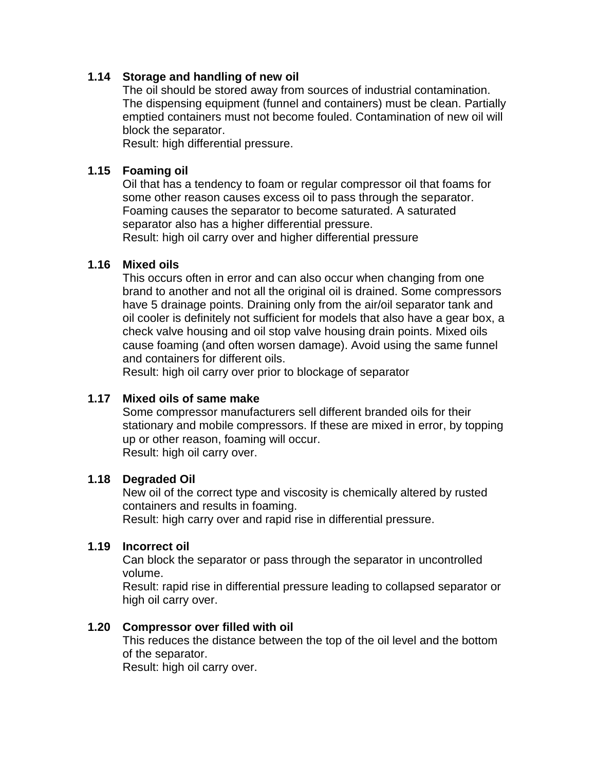### 1.14 Storage and handling of new oil

The oil should be stored away from sources of industrial contamination. The dispensing equipment (funnel and containers) must be clean. Partially emptied containers must not become fouled. Contamination of new oil will block the separator.
Result: high differential pressure.

### 1.15 Foaming oil

Oil that has a tendency to foam or regular compressor oil that foams for some other reason causes excess oil to pass through the separator. Foaming causes the separator to become saturated. A saturated separator also has a higher differential pressure.
Result: high oil carry over and higher differential pressure

### 1.16 Mixed oils

This occurs often in error and can also occur when changing from one brand to another and not all the original oil is drained. Some compressors have 5 drainage points. Draining only from the air/oil separator tank and oil cooler is definitely not sufficient for models that also have a gear box, a check valve housing and oil stop valve housing drain points. Mixed oils cause foaming (and often worsen damage). Avoid using the same funnel and containers for different oils.
Result: high oil carry over prior to blockage of separator

### 1.17 Mixed oils of same make

Some compressor manufacturers sell different branded oils for their stationary and mobile compressors. If these are mixed in error, by topping up or other reason, foaming will occur.
Result: high oil carry over.

### 1.18 Degraded Oil

New oil of the correct type and viscosity is chemically altered by rusted containers and results in foaming.
Result: high carry over and rapid rise in differential pressure.

### 1.19 Incorrect oil

Can block the separator or pass through the separator in uncontrolled volume.
Result: rapid rise in differential pressure leading to collapsed separator or high oil carry over.

### 1.20 Compressor over filled with oil

This reduces the distance between the top of the oil level and the bottom of the separator.
Result: high oil carry over.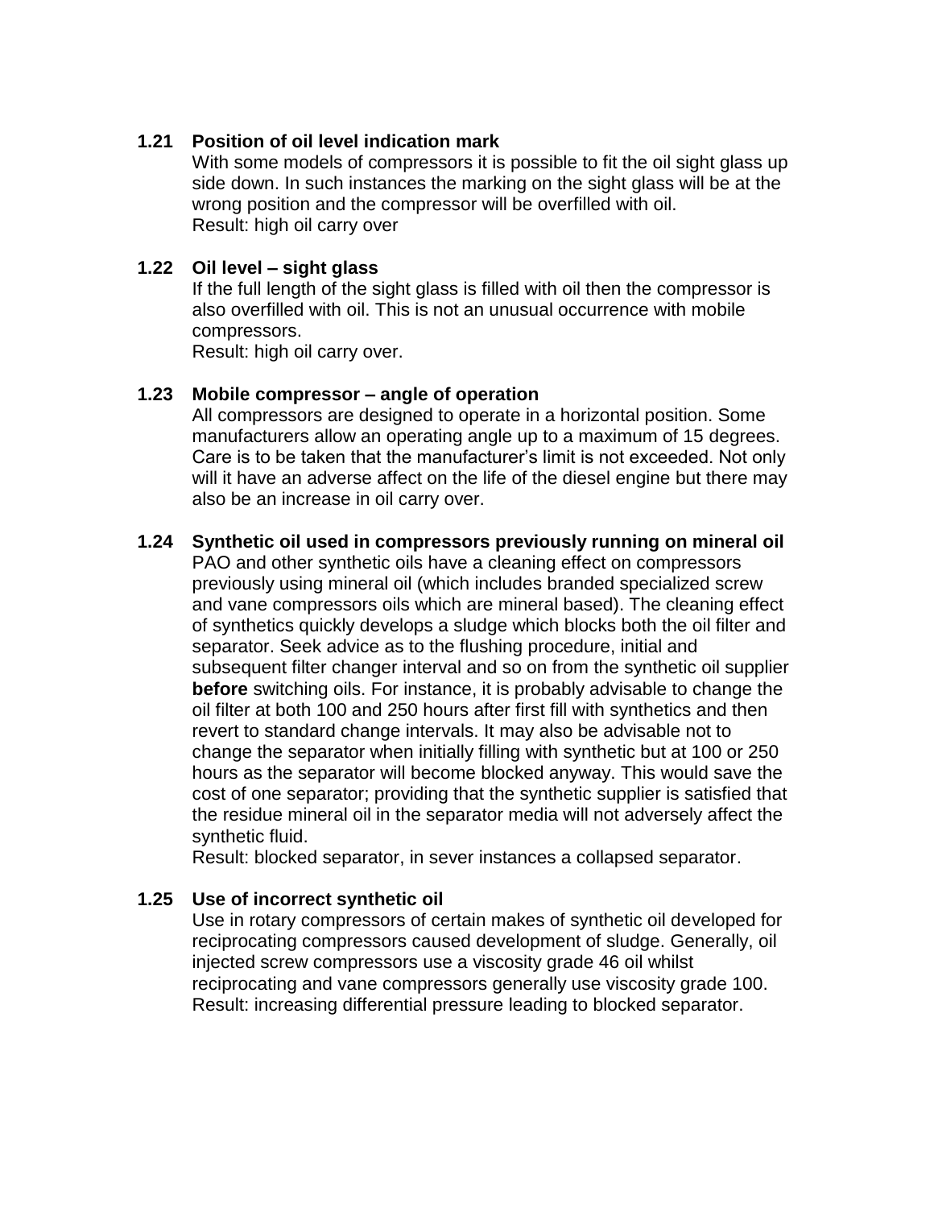### 1.21 Position of oil level indication mark

With some models of compressors it is possible to fit the oil sight glass up side down. In such instances the marking on the sight glass will be at the wrong position and the compressor will be overfilled with oil.
Result: high oil carry over

### 1.22 Oil level – sight glass

If the full length of the sight glass is filled with oil then the compressor is also overfilled with oil. This is not an unusual occurrence with mobile compressors.
Result: high oil carry over.

### 1.23 Mobile compressor – angle of operation

All compressors are designed to operate in a horizontal position. Some manufacturers allow an operating angle up to a maximum of 15 degrees. Care is to be taken that the manufacturer's limit is not exceeded. Not only will it have an adverse affect on the life of the diesel engine but there may also be an increase in oil carry over.

### 1.24 Synthetic oil used in compressors previously running on mineral oil

PAO and other synthetic oils have a cleaning effect on compressors previously using mineral oil (which includes branded specialized screw and vane compressors oils which are mineral based). The cleaning effect of synthetics quickly develops a sludge which blocks both the oil filter and separator. Seek advice as to the flushing procedure, initial and subsequent filter changer interval and so on from the synthetic oil supplier **before** switching oils. For instance, it is probably advisable to change the oil filter at both 100 and 250 hours after first fill with synthetics and then revert to standard change intervals. It may also be advisable not to change the separator when initially filling with synthetic but at 100 or 250 hours as the separator will become blocked anyway. This would save the cost of one separator; providing that the synthetic supplier is satisfied that the residue mineral oil in the separator media will not adversely affect the synthetic fluid.
Result: blocked separator, in sever instances a collapsed separator.

### 1.25 Use of incorrect synthetic oil

Use in rotary compressors of certain makes of synthetic oil developed for reciprocating compressors caused development of sludge. Generally, oil injected screw compressors use a viscosity grade 46 oil whilst reciprocating and vane compressors generally use viscosity grade 100.
Result: increasing differential pressure leading to blocked separator.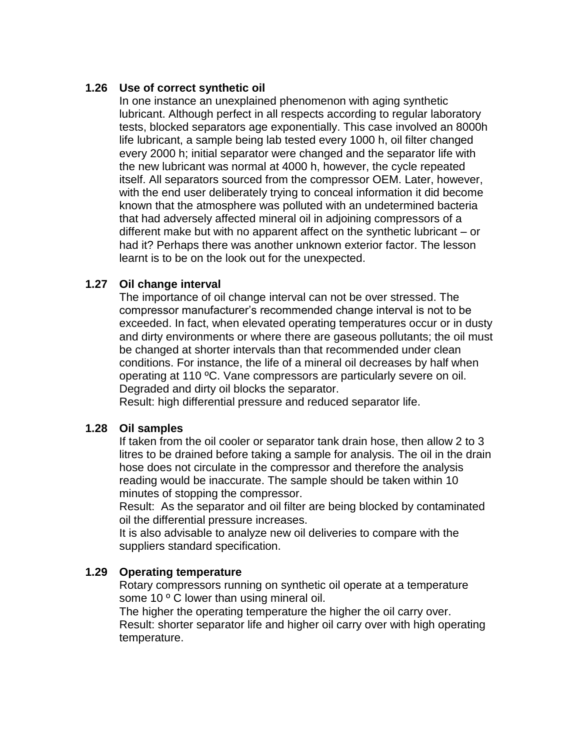### 1.26 Use of correct synthetic oil

In one instance an unexplained phenomenon with aging synthetic lubricant. Although perfect in all respects according to regular laboratory tests, blocked separators age exponentially. This case involved an 8000h life lubricant, a sample being lab tested every 1000 h, oil filter changed every 2000 h; initial separator were changed and the separator life with the new lubricant was normal at 4000 h, however, the cycle repeated itself. All separators sourced from the compressor OEM. Later, however, with the end user deliberately trying to conceal information it did become known that the atmosphere was polluted with an undetermined bacteria that had adversely affected mineral oil in adjoining compressors of a different make but with no apparent affect on the synthetic lubricant – or had it? Perhaps there was another unknown exterior factor. The lesson learnt is to be on the look out for the unexpected.

### 1.27 Oil change interval

The importance of oil change interval can not be over stressed. The compressor manufacturer's recommended change interval is not to be exceeded. In fact, when elevated operating temperatures occur or in dusty and dirty environments or where there are gaseous pollutants; the oil must be changed at shorter intervals than that recommended under clean conditions. For instance, the life of a mineral oil decreases by half when operating at 110 ºC. Vane compressors are particularly severe on oil. Degraded and dirty oil blocks the separator.

Result: high differential pressure and reduced separator life.

### 1.28 Oil samples

If taken from the oil cooler or separator tank drain hose, then allow 2 to 3 litres to be drained before taking a sample for analysis. The oil in the drain hose does not circulate in the compressor and therefore the analysis reading would be inaccurate. The sample should be taken within 10 minutes of stopping the compressor.

Result: As the separator and oil filter are being blocked by contaminated oil the differential pressure increases.

It is also advisable to analyze new oil deliveries to compare with the suppliers standard specification.

### 1.29 Operating temperature

Rotary compressors running on synthetic oil operate at a temperature some 10 º C lower than using mineral oil.

The higher the operating temperature the higher the oil carry over.

Result: shorter separator life and higher oil carry over with high operating temperature.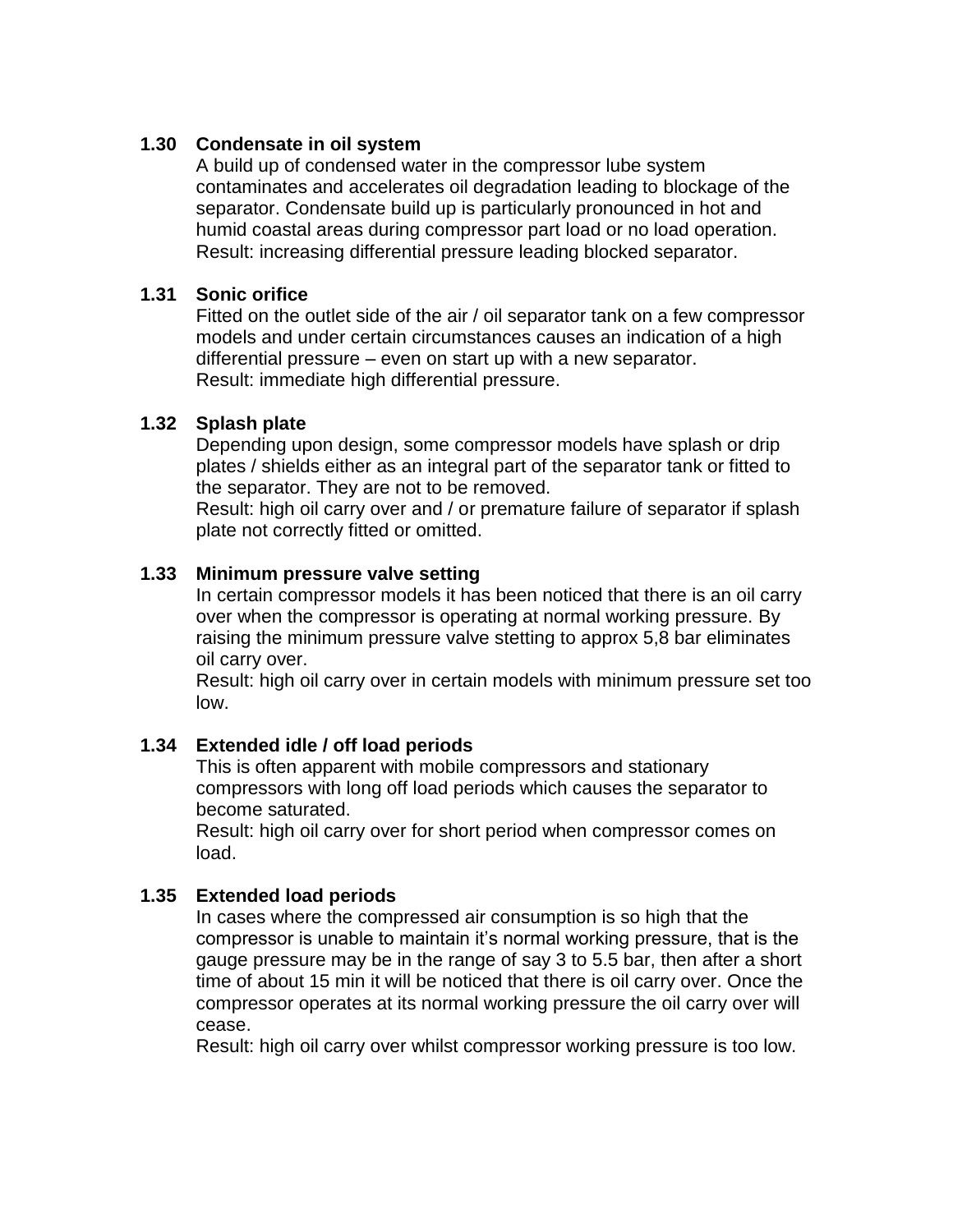### 1.30 Condensate in oil system

A build up of condensed water in the compressor lube system contaminates and accelerates oil degradation leading to blockage of the separator. Condensate build up is particularly pronounced in hot and humid coastal areas during compressor part load or no load operation.
Result: increasing differential pressure leading blocked separator.

### 1.31 Sonic orifice

Fitted on the outlet side of the air / oil separator tank on a few compressor models and under certain circumstances causes an indication of a high differential pressure – even on start up with a new separator.
Result: immediate high differential pressure.

### 1.32 Splash plate

Depending upon design, some compressor models have splash or drip plates / shields either as an integral part of the separator tank or fitted to the separator. They are not to be removed.
Result: high oil carry over and / or premature failure of separator if splash plate not correctly fitted or omitted.

### 1.33 Minimum pressure valve setting

In certain compressor models it has been noticed that there is an oil carry over when the compressor is operating at normal working pressure. By raising the minimum pressure valve stetting to approx 5,8 bar eliminates oil carry over.
Result: high oil carry over in certain models with minimum pressure set too low.

### 1.34 Extended idle / off load periods

This is often apparent with mobile compressors and stationary compressors with long off load periods which causes the separator to become saturated.
Result: high oil carry over for short period when compressor comes on load.

### 1.35 Extended load periods

In cases where the compressed air consumption is so high that the compressor is unable to maintain it's normal working pressure, that is the gauge pressure may be in the range of say 3 to 5.5 bar, then after a short time of about 15 min it will be noticed that there is oil carry over. Once the compressor operates at its normal working pressure the oil carry over will cease.
Result: high oil carry over whilst compressor working pressure is too low.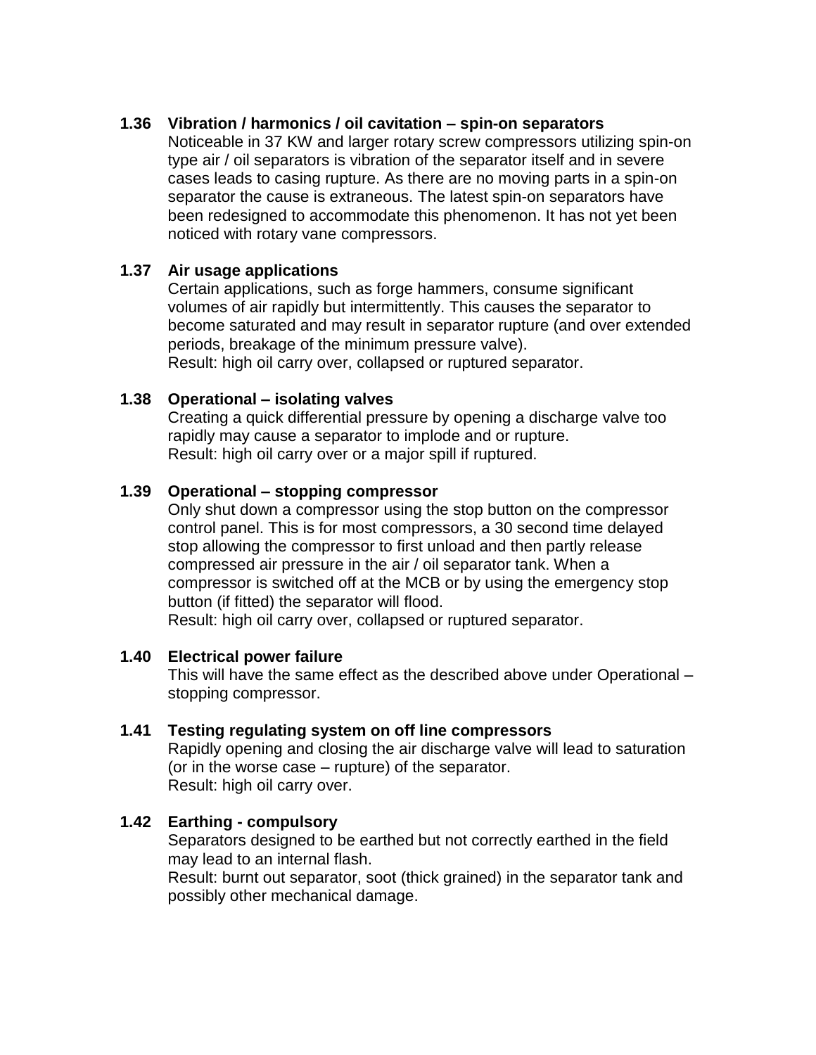### 1.36 Vibration / harmonics / oil cavitation – spin-on separators

Noticeable in 37 KW and larger rotary screw compressors utilizing spin-on type air / oil separators is vibration of the separator itself and in severe cases leads to casing rupture. As there are no moving parts in a spin-on separator the cause is extraneous. The latest spin-on separators have been redesigned to accommodate this phenomenon. It has not yet been noticed with rotary vane compressors.

### 1.37 Air usage applications

Certain applications, such as forge hammers, consume significant volumes of air rapidly but intermittently. This causes the separator to become saturated and may result in separator rupture (and over extended periods, breakage of the minimum pressure valve).
Result: high oil carry over, collapsed or ruptured separator.

### 1.38 Operational – isolating valves

Creating a quick differential pressure by opening a discharge valve too rapidly may cause a separator to implode and or rupture.
Result: high oil carry over or a major spill if ruptured.

### 1.39 Operational – stopping compressor

Only shut down a compressor using the stop button on the compressor control panel. This is for most compressors, a 30 second time delayed stop allowing the compressor to first unload and then partly release compressed air pressure in the air / oil separator tank. When a compressor is switched off at the MCB or by using the emergency stop button (if fitted) the separator will flood.
Result: high oil carry over, collapsed or ruptured separator.

### 1.40 Electrical power failure

This will have the same effect as the described above under Operational – stopping compressor.

### 1.41 Testing regulating system on off line compressors

Rapidly opening and closing the air discharge valve will lead to saturation (or in the worse case – rupture) of the separator.
Result: high oil carry over.

### 1.42 Earthing - compulsory

Separators designed to be earthed but not correctly earthed in the field may lead to an internal flash.
Result: burnt out separator, soot (thick grained) in the separator tank and possibly other mechanical damage.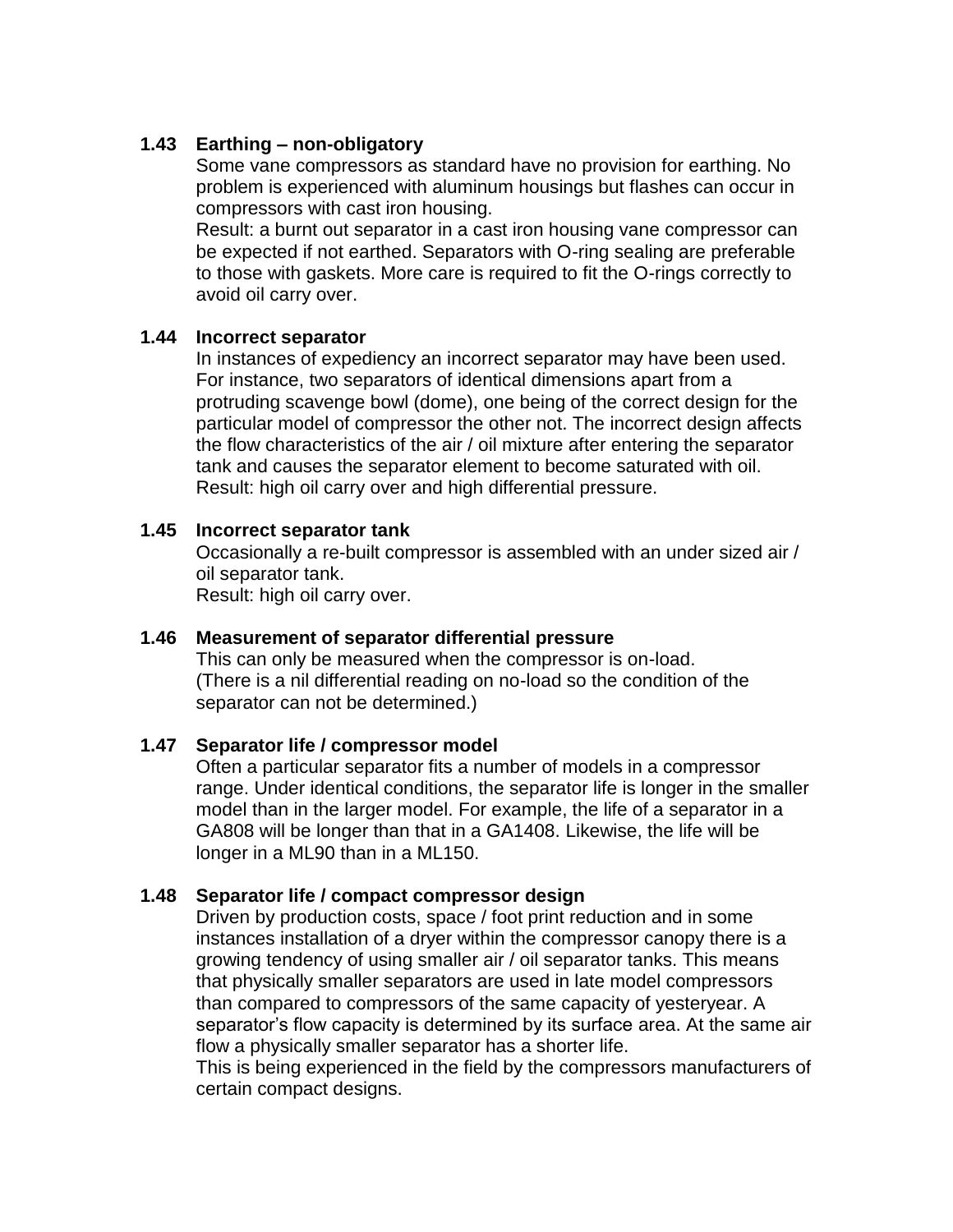### 1.43 Earthing – non-obligatory

Some vane compressors as standard have no provision for earthing. No problem is experienced with aluminum housings but flashes can occur in compressors with cast iron housing.
Result: a burnt out separator in a cast iron housing vane compressor can be expected if not earthed. Separators with O-ring sealing are preferable to those with gaskets. More care is required to fit the O-rings correctly to avoid oil carry over.

### 1.44 Incorrect separator

In instances of expediency an incorrect separator may have been used. For instance, two separators of identical dimensions apart from a protruding scavenge bowl (dome), one being of the correct design for the particular model of compressor the other not. The incorrect design affects the flow characteristics of the air / oil mixture after entering the separator tank and causes the separator element to become saturated with oil.
Result: high oil carry over and high differential pressure.

### 1.45 Incorrect separator tank

Occasionally a re-built compressor is assembled with an under sized air / oil separator tank.
Result: high oil carry over.

### 1.46 Measurement of separator differential pressure

This can only be measured when the compressor is on-load.
(There is a nil differential reading on no-load so the condition of the separator can not be determined.)

### 1.47 Separator life / compressor model

Often a particular separator fits a number of models in a compressor range. Under identical conditions, the separator life is longer in the smaller model than in the larger model. For example, the life of a separator in a GA808 will be longer than that in a GA1408. Likewise, the life will be longer in a ML90 than in a ML150.

### 1.48 Separator life / compact compressor design

Driven by production costs, space / foot print reduction and in some instances installation of a dryer within the compressor canopy there is a growing tendency of using smaller air / oil separator tanks. This means that physically smaller separators are used in late model compressors than compared to compressors of the same capacity of yesteryear. A separator's flow capacity is determined by its surface area. At the same air flow a physically smaller separator has a shorter life.
This is being experienced in the field by the compressors manufacturers of certain compact designs.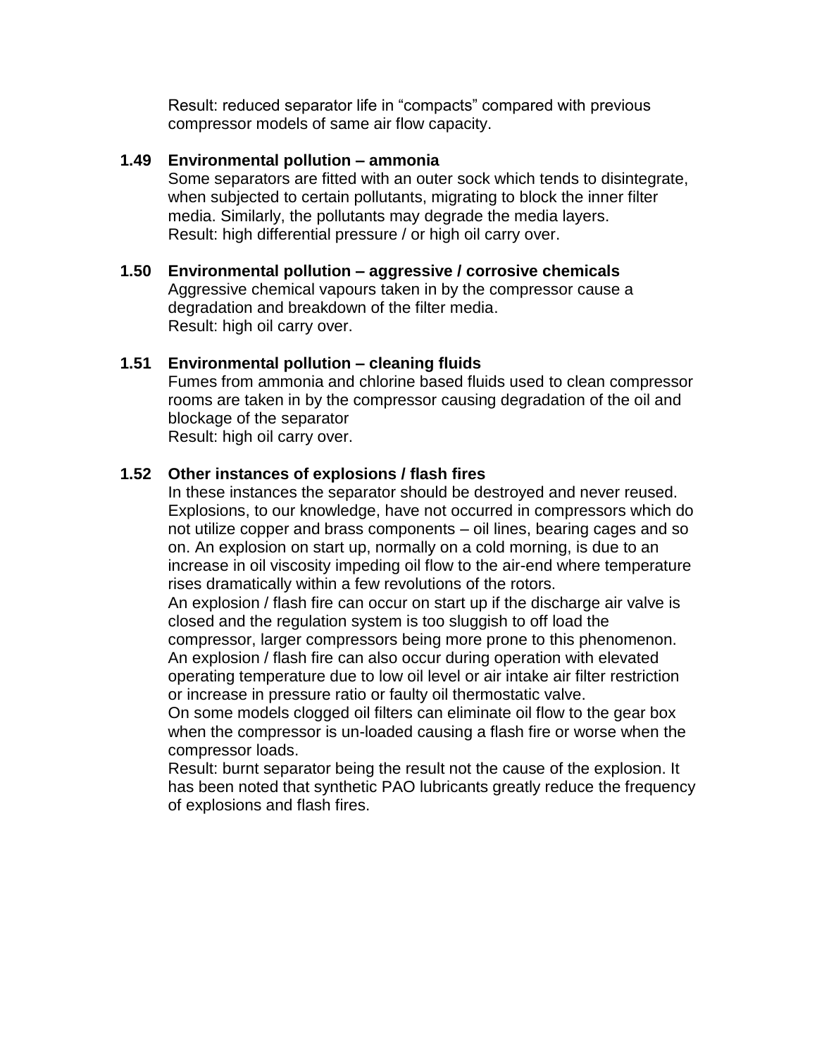Result: reduced separator life in “compacts” compared with previous compressor models of same air flow capacity.

### 1.49 Environmental pollution – ammonia

Some separators are fitted with an outer sock which tends to disintegrate, when subjected to certain pollutants, migrating to block the inner filter media. Similarly, the pollutants may degrade the media layers.
Result: high differential pressure / or high oil carry over.

### 1.50 Environmental pollution – aggressive / corrosive chemicals

Aggressive chemical vapours taken in by the compressor cause a degradation and breakdown of the filter media.
Result: high oil carry over.

### 1.51 Environmental pollution – cleaning fluids

Fumes from ammonia and chlorine based fluids used to clean compressor rooms are taken in by the compressor causing degradation of the oil and blockage of the separator
Result: high oil carry over.

### 1.52 Other instances of explosions / flash fires

In these instances the separator should be destroyed and never reused. Explosions, to our knowledge, have not occurred in compressors which do not utilize copper and brass components – oil lines, bearing cages and so on. An explosion on start up, normally on a cold morning, is due to an increase in oil viscosity impeding oil flow to the air-end where temperature rises dramatically within a few revolutions of the rotors.
An explosion / flash fire can occur on start up if the discharge air valve is closed and the regulation system is too sluggish to off load the compressor, larger compressors being more prone to this phenomenon.
An explosion / flash fire can also occur during operation with elevated operating temperature due to low oil level or air intake air filter restriction or increase in pressure ratio or faulty oil thermostatic valve.
On some models clogged oil filters can eliminate oil flow to the gear box when the compressor is un-loaded causing a flash fire or worse when the compressor loads.
Result: burnt separator being the result not the cause of the explosion. It has been noted that synthetic PAO lubricants greatly reduce the frequency of explosions and flash fires.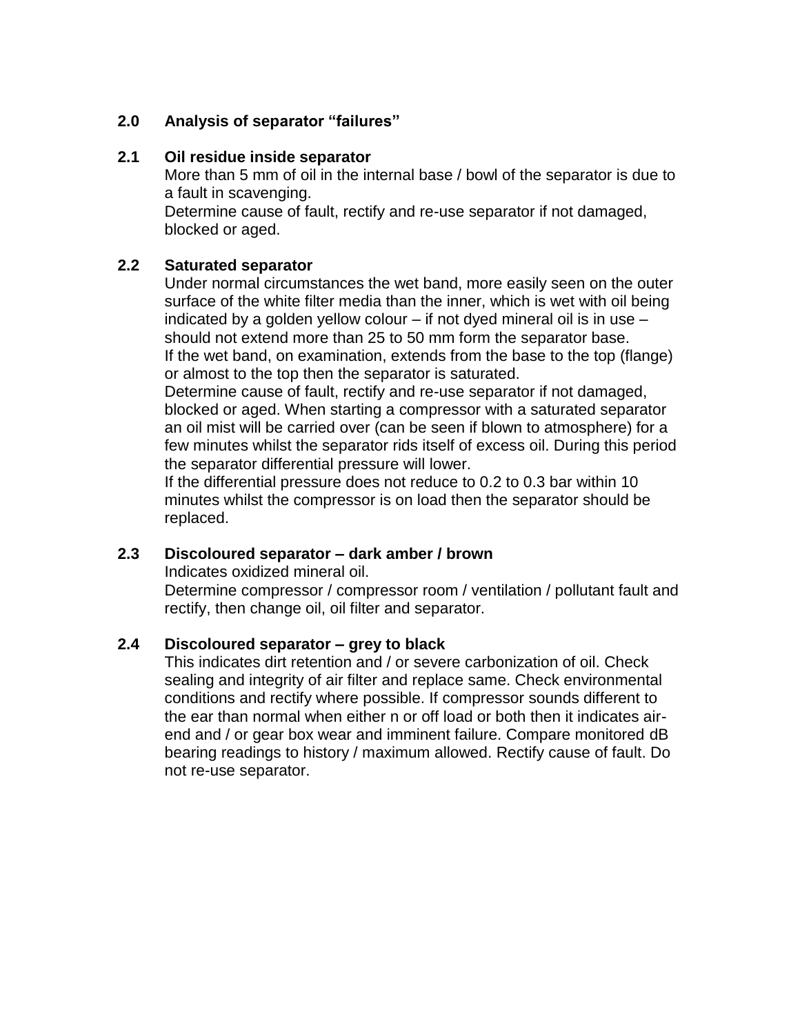## 2.0 Analysis of separator "failures"

### 2.1 Oil residue inside separator

More than 5 mm of oil in the internal base / bowl of the separator is due to a fault in scavenging.
Determine cause of fault, rectify and re-use separator if not damaged, blocked or aged.

### 2.2 Saturated separator

Under normal circumstances the wet band, more easily seen on the outer surface of the white filter media than the inner, which is wet with oil being indicated by a golden yellow colour – if not dyed mineral oil is in use – should not extend more than 25 to 50 mm form the separator base.
If the wet band, on examination, extends from the base to the top (flange) or almost to the top then the separator is saturated.
Determine cause of fault, rectify and re-use separator if not damaged, blocked or aged. When starting a compressor with a saturated separator an oil mist will be carried over (can be seen if blown to atmosphere) for a few minutes whilst the separator rids itself of excess oil. During this period the separator differential pressure will lower.
If the differential pressure does not reduce to 0.2 to 0.3 bar within 10 minutes whilst the compressor is on load then the separator should be replaced.

### 2.3 Discoloured separator – dark amber / brown

Indicates oxidized mineral oil.
Determine compressor / compressor room / ventilation / pollutant fault and rectify, then change oil, oil filter and separator.

### 2.4 Discoloured separator – grey to black

This indicates dirt retention and / or severe carbonization of oil. Check sealing and integrity of air filter and replace same. Check environmental conditions and rectify where possible. If compressor sounds different to the ear than normal when either n or off load or both then it indicates air-end and / or gear box wear and imminent failure. Compare monitored dB bearing readings to history / maximum allowed. Rectify cause of fault. Do not re-use separator.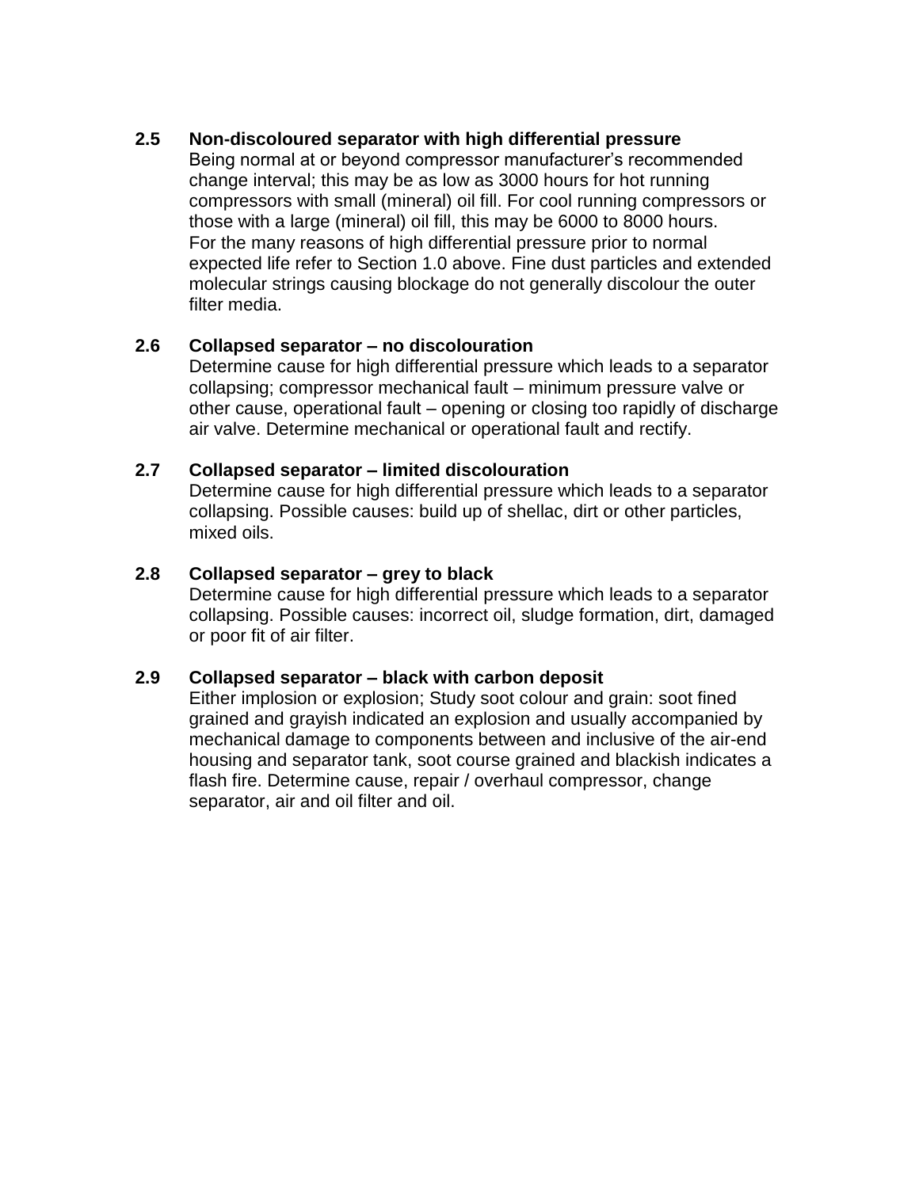**2.5 Non-discoloured separator with high differential pressure**

Being normal at or beyond compressor manufacturer's recommended change interval; this may be as low as 3000 hours for hot running compressors with small (mineral) oil fill. For cool running compressors or those with a large (mineral) oil fill, this may be 6000 to 8000 hours. For the many reasons of high differential pressure prior to normal expected life refer to Section 1.0 above. Fine dust particles and extended molecular strings causing blockage do not generally discolour the outer filter media.

**2.6 Collapsed separator – no discolouration**

Determine cause for high differential pressure which leads to a separator collapsing; compressor mechanical fault – minimum pressure valve or other cause, operational fault – opening or closing too rapidly of discharge air valve. Determine mechanical or operational fault and rectify.

**2.7 Collapsed separator – limited discolouration**

Determine cause for high differential pressure which leads to a separator collapsing. Possible causes: build up of shellac, dirt or other particles, mixed oils.

**2.8 Collapsed separator – grey to black**

Determine cause for high differential pressure which leads to a separator collapsing. Possible causes: incorrect oil, sludge formation, dirt, damaged or poor fit of air filter.

**2.9 Collapsed separator – black with carbon deposit**

Either implosion or explosion; Study soot colour and grain: soot fined grained and grayish indicated an explosion and usually accompanied by mechanical damage to components between and inclusive of the air-end housing and separator tank, soot course grained and blackish indicates a flash fire. Determine cause, repair / overhaul compressor, change separator, air and oil filter and oil.